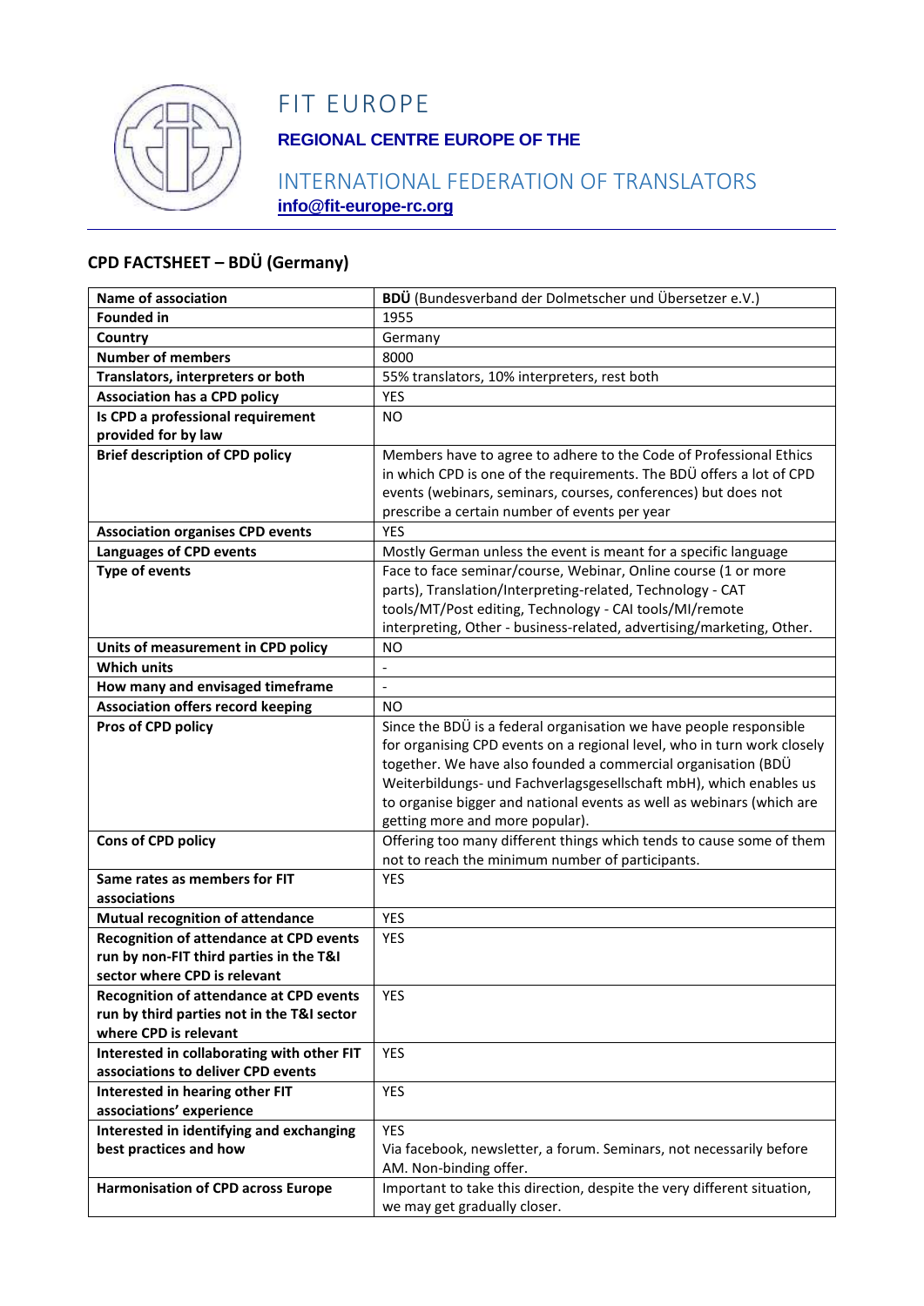# FIT EUROPE

**REGIONAL CENTRE EUROPE OF THE**

INTERNATIONAL FEDERATION OF TRANSLATORS

**info@fit-europe-rc.org**

## CPD FACTSHEET – BDÜ (Germany)

| | |
|---|---|
| **Name of association** | **BDÜ** (Bundesverband der Dolmetscher und Übersetzer e.V.) |
| **Founded in** | 1955 |
| **Country** | Germany |
| **Number of members** | 8000 |
| **Translators, interpreters or both** | 55% translators, 10% interpreters, rest both |
| **Association has a CPD policy** | YES |
| **Is CPD a professional requirement provided for by law** | NO |
| **Brief description of CPD policy** | Members have to agree to adhere to the Code of Professional Ethics in which CPD is one of the requirements. The BDÜ offers a lot of CPD events (webinars, seminars, courses, conferences) but does not prescribe a certain number of events per year |
| **Association organises CPD events** | YES |
| **Languages of CPD events** | Mostly German unless the event is meant for a specific language |
| **Type of events** | Face to face seminar/course, Webinar, Online course (1 or more parts), Translation/Interpreting-related, Technology - CAT tools/MT/Post editing, Technology - CAI tools/MI/remote interpreting, Other - business-related, advertising/marketing, Other. |
| **Units of measurement in CPD policy** | NO |
| **Which units** | - |
| **How many and envisaged timeframe** | - |
| **Association offers record keeping** | NO |
| **Pros of CPD policy** | Since the BDÜ is a federal organisation we have people responsible for organising CPD events on a regional level, who in turn work closely together. We have also founded a commercial organisation (BDÜ Weiterbildungs- und Fachverlagsgesellschaft mbH), which enables us to organise bigger and national events as well as webinars (which are getting more and more popular). |
| **Cons of CPD policy** | Offering too many different things which tends to cause some of them not to reach the minimum number of participants. |
| **Same rates as members for FIT associations** | YES |
| **Mutual recognition of attendance** | YES |
| **Recognition of attendance at CPD events run by non-FIT third parties in the T&I sector where CPD is relevant** | YES |
| **Recognition of attendance at CPD events run by third parties not in the T&I sector where CPD is relevant** | YES |
| **Interested in collaborating with other FIT associations to deliver CPD events** | YES |
| **Interested in hearing other FIT associations' experience** | YES |
| **Interested in identifying and exchanging best practices and how** | YES<br>Via facebook, newsletter, a forum. Seminars, not necessarily before AM. Non-binding offer. |
| **Harmonisation of CPD across Europe** | Important to take this direction, despite the very different situation, we may get gradually closer. |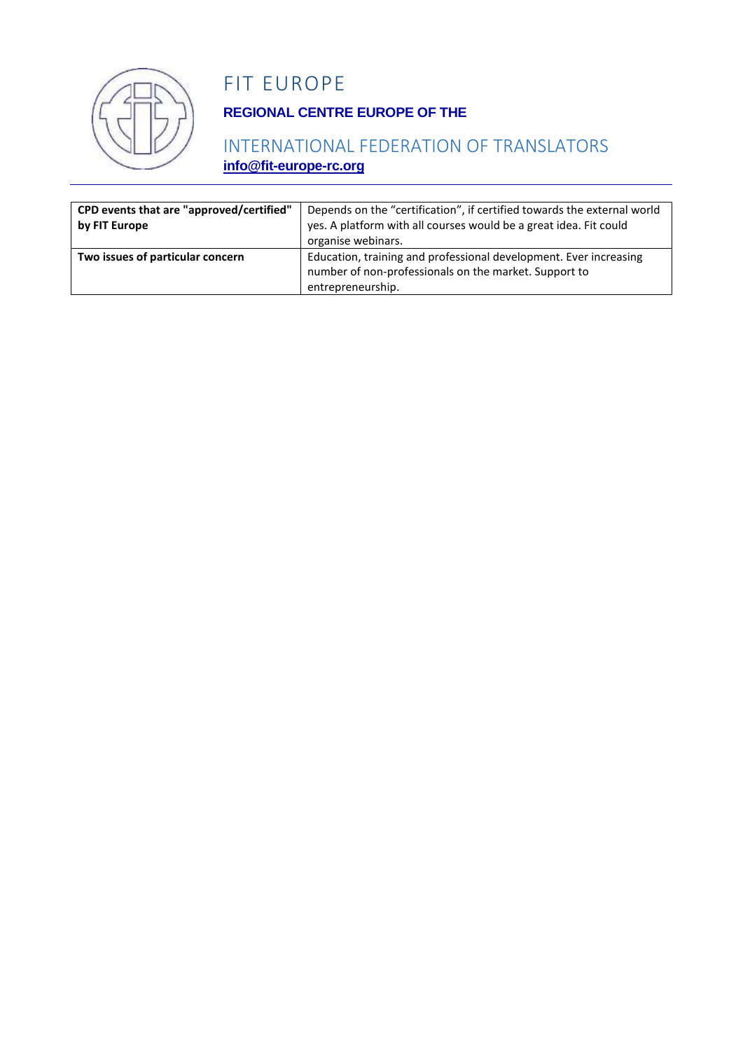# FIT EUROPE

**REGIONAL CENTRE EUROPE OF THE**

INTERNATIONAL FEDERATION OF TRANSLATORS

**info@fit-europe-rc.org**

---

| | |
|---|---|
| **CPD events that are "approved/certified" by FIT Europe** | Depends on the "certification", if certified towards the external world yes. A platform with all courses would be a great idea. Fit could organise webinars. |
| **Two issues of particular concern** | Education, training and professional development. Ever increasing number of non-professionals on the market. Support to entrepreneurship. |